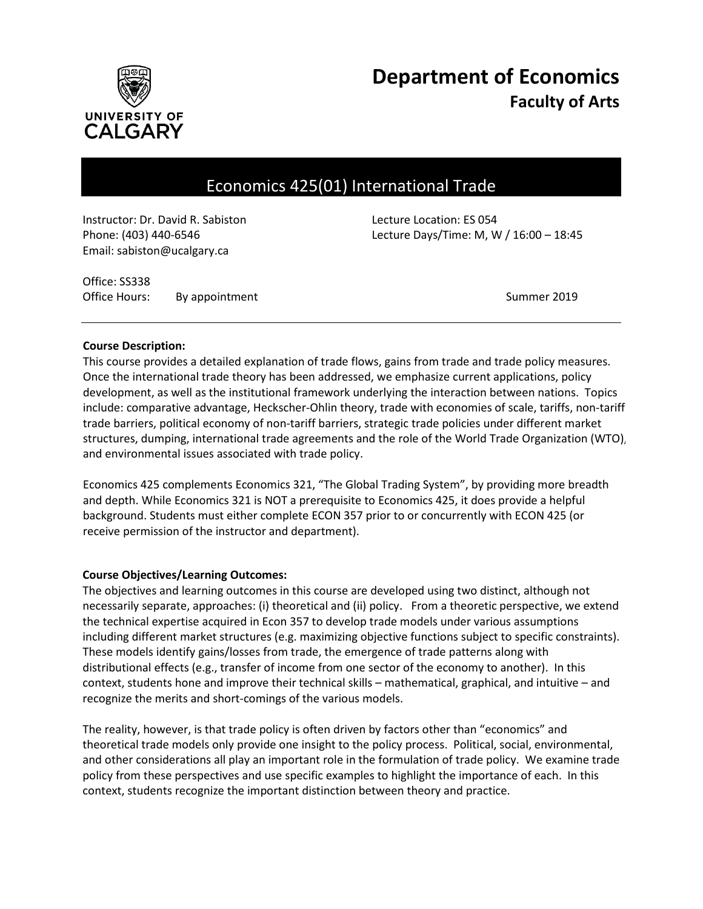# Department of Economics
## Faculty of Arts

UNIVERSITY OF CALGARY

# Economics 425(01) International Trade

Instructor: Dr. David R. Sabiston
Phone: (403) 440-6546
Email: sabiston@ucalgary.ca

Lecture Location: ES 054
Lecture Days/Time: M, W / 16:00 – 18:45

Office: SS338
Office Hours: By appointment

Summer 2019

---

**Course Description:**

This course provides a detailed explanation of trade flows, gains from trade and trade policy measures. Once the international trade theory has been addressed, we emphasize current applications, policy development, as well as the institutional framework underlying the interaction between nations. Topics include: comparative advantage, Heckscher-Ohlin theory, trade with economies of scale, tariffs, non-tariff trade barriers, political economy of non-tariff barriers, strategic trade policies under different market structures, dumping, international trade agreements and the role of the World Trade Organization (WTO), and environmental issues associated with trade policy.

Economics 425 complements Economics 321, "The Global Trading System", by providing more breadth and depth. While Economics 321 is NOT a prerequisite to Economics 425, it does provide a helpful background. Students must either complete ECON 357 prior to or concurrently with ECON 425 (or receive permission of the instructor and department).

**Course Objectives/Learning Outcomes:**

The objectives and learning outcomes in this course are developed using two distinct, although not necessarily separate, approaches: (i) theoretical and (ii) policy. From a theoretic perspective, we extend the technical expertise acquired in Econ 357 to develop trade models under various assumptions including different market structures (e.g. maximizing objective functions subject to specific constraints). These models identify gains/losses from trade, the emergence of trade patterns along with distributional effects (e.g., transfer of income from one sector of the economy to another). In this context, students hone and improve their technical skills – mathematical, graphical, and intuitive – and recognize the merits and short-comings of the various models.

The reality, however, is that trade policy is often driven by factors other than "economics" and theoretical trade models only provide one insight to the policy process. Political, social, environmental, and other considerations all play an important role in the formulation of trade policy. We examine trade policy from these perspectives and use specific examples to highlight the importance of each. In this context, students recognize the important distinction between theory and practice.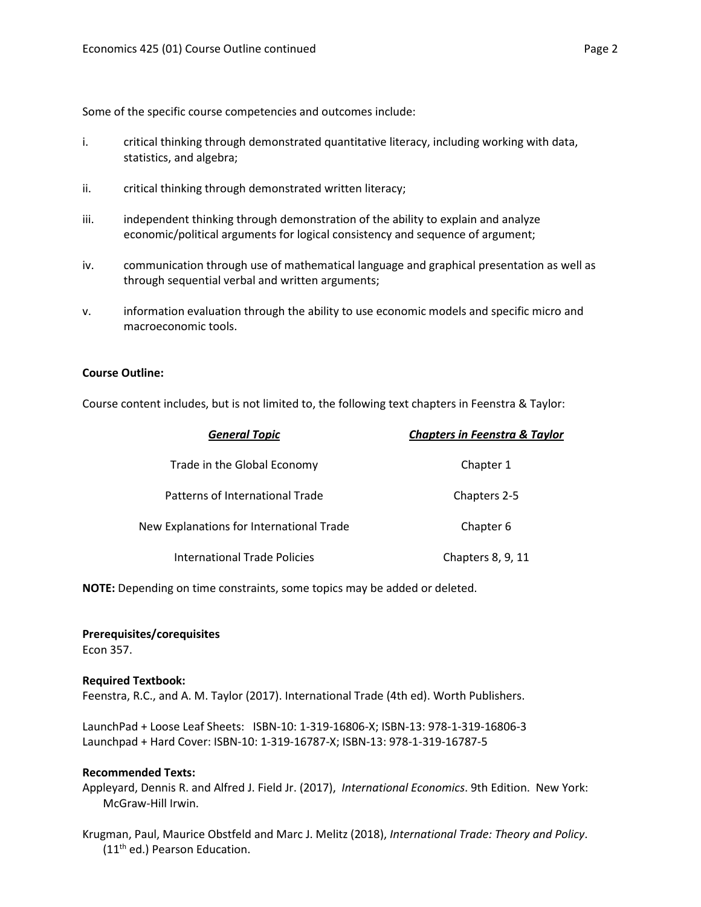Some of the specific course competencies and outcomes include:

i. critical thinking through demonstrated quantitative literacy, including working with data, statistics, and algebra;

ii. critical thinking through demonstrated written literacy;

iii. independent thinking through demonstration of the ability to explain and analyze economic/political arguments for logical consistency and sequence of argument;

iv. communication through use of mathematical language and graphical presentation as well as through sequential verbal and written arguments;

v. information evaluation through the ability to use economic models and specific micro and macroeconomic tools.

**Course Outline:**

Course content includes, but is not limited to, the following text chapters in Feenstra & Taylor:

| ***General Topic*** | ***Chapters in Feenstra & Taylor*** |
| --- | --- |
| Trade in the Global Economy | Chapter 1 |
| Patterns of International Trade | Chapters 2-5 |
| New Explanations for International Trade | Chapter 6 |
| International Trade Policies | Chapters 8, 9, 11 |

**NOTE:** Depending on time constraints, some topics may be added or deleted.

**Prerequisites/corequisites**
Econ 357.

**Required Textbook:**
Feenstra, R.C., and A. M. Taylor (2017). International Trade (4th ed). Worth Publishers.

LaunchPad + Loose Leaf Sheets: ISBN-10: 1-319-16806-X; ISBN-13: 978-1-319-16806-3
Launchpad + Hard Cover: ISBN-10: 1-319-16787-X; ISBN-13: 978-1-319-16787-5

**Recommended Texts:**
Appleyard, Dennis R. and Alfred J. Field Jr. (2017), *International Economics*. 9th Edition. New York: McGraw-Hill Irwin.

Krugman, Paul, Maurice Obstfeld and Marc J. Melitz (2018), *International Trade: Theory and Policy*. (11th ed.) Pearson Education.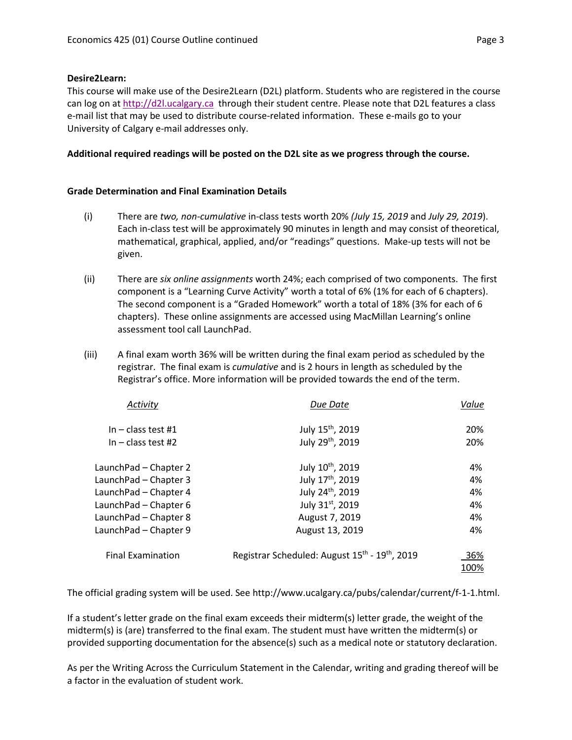**Desire2Learn:**

This course will make use of the Desire2Learn (D2L) platform. Students who are registered in the course can log on at http://d2l.ucalgary.ca through their student centre. Please note that D2L features a class e-mail list that may be used to distribute course-related information. These e-mails go to your University of Calgary e-mail addresses only.

**Additional required readings will be posted on the D2L site as we progress through the course.**

**Grade Determination and Final Examination Details**

(i) There are *two, non-cumulative* in-class tests worth 20% *(July 15, 2019* and *July 29, 2019*). Each in-class test will be approximately 90 minutes in length and may consist of theoretical, mathematical, graphical, applied, and/or "readings" questions. Make-up tests will not be given.

(ii) There are *six online assignments* worth 24%; each comprised of two components. The first component is a "Learning Curve Activity" worth a total of 6% (1% for each of 6 chapters). The second component is a "Graded Homework" worth a total of 18% (3% for each of 6 chapters). These online assignments are accessed using MacMillan Learning's online assessment tool call LaunchPad.

(iii) A final exam worth 36% will be written during the final exam period as scheduled by the registrar. The final exam is *cumulative* and is 2 hours in length as scheduled by the Registrar's office. More information will be provided towards the end of the term.

| *Activity* | *Due Date* | *Value* |
|---|---|---|
| In – class test #1 | July 15th, 2019 | 20% |
| In – class test #2 | July 29th, 2019 | 20% |
| LaunchPad – Chapter 2 | July 10th, 2019 | 4% |
| LaunchPad – Chapter 3 | July 17th, 2019 | 4% |
| LaunchPad – Chapter 4 | July 24th, 2019 | 4% |
| LaunchPad – Chapter 6 | July 31st, 2019 | 4% |
| LaunchPad – Chapter 8 | August 7, 2019 | 4% |
| LaunchPad – Chapter 9 | August 13, 2019 | 4% |
| Final Examination | Registrar Scheduled: August 15th - 19th, 2019 | 36% |
| | | 100% |

The official grading system will be used. See http://www.ucalgary.ca/pubs/calendar/current/f-1-1.html.

If a student's letter grade on the final exam exceeds their midterm(s) letter grade, the weight of the midterm(s) is (are) transferred to the final exam. The student must have written the midterm(s) or provided supporting documentation for the absence(s) such as a medical note or statutory declaration.

As per the Writing Across the Curriculum Statement in the Calendar, writing and grading thereof will be a factor in the evaluation of student work.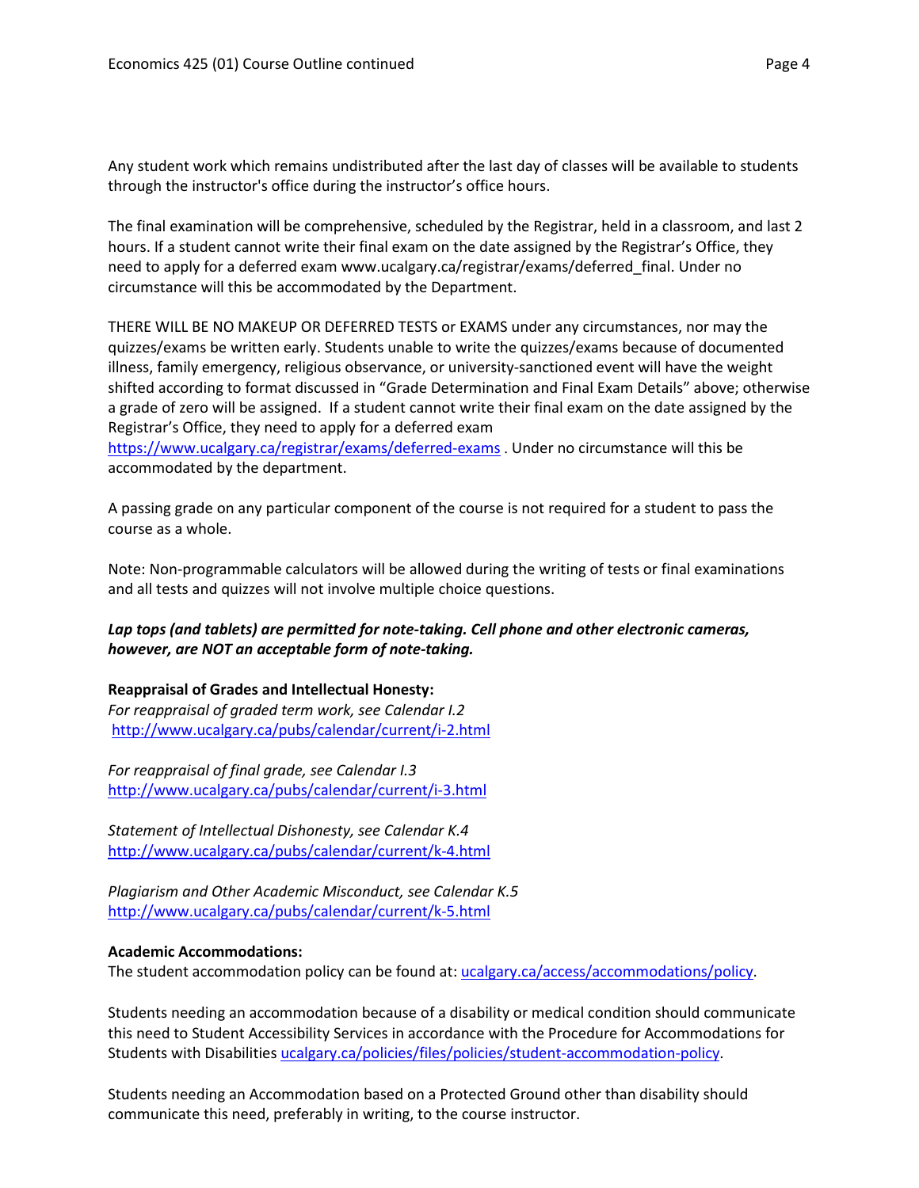Any student work which remains undistributed after the last day of classes will be available to students through the instructor's office during the instructor's office hours.

The final examination will be comprehensive, scheduled by the Registrar, held in a classroom, and last 2 hours. If a student cannot write their final exam on the date assigned by the Registrar's Office, they need to apply for a deferred exam www.ucalgary.ca/registrar/exams/deferred_final. Under no circumstance will this be accommodated by the Department.

THERE WILL BE NO MAKEUP OR DEFERRED TESTS or EXAMS under any circumstances, nor may the quizzes/exams be written early. Students unable to write the quizzes/exams because of documented illness, family emergency, religious observance, or university-sanctioned event will have the weight shifted according to format discussed in "Grade Determination and Final Exam Details" above; otherwise a grade of zero will be assigned. If a student cannot write their final exam on the date assigned by the Registrar's Office, they need to apply for a deferred exam https://www.ucalgary.ca/registrar/exams/deferred-exams . Under no circumstance will this be accommodated by the department.

A passing grade on any particular component of the course is not required for a student to pass the course as a whole.

Note: Non-programmable calculators will be allowed during the writing of tests or final examinations and all tests and quizzes will not involve multiple choice questions.

***Lap tops (and tablets) are permitted for note-taking. Cell phone and other electronic cameras, however, are NOT an acceptable form of note-taking.***

**Reappraisal of Grades and Intellectual Honesty:**
*For reappraisal of graded term work, see Calendar I.2*
http://www.ucalgary.ca/pubs/calendar/current/i-2.html

*For reappraisal of final grade, see Calendar I.3*
http://www.ucalgary.ca/pubs/calendar/current/i-3.html

*Statement of Intellectual Dishonesty, see Calendar K.4*
http://www.ucalgary.ca/pubs/calendar/current/k-4.html

*Plagiarism and Other Academic Misconduct, see Calendar K.5*
http://www.ucalgary.ca/pubs/calendar/current/k-5.html

**Academic Accommodations:**
The student accommodation policy can be found at: ucalgary.ca/access/accommodations/policy.

Students needing an accommodation because of a disability or medical condition should communicate this need to Student Accessibility Services in accordance with the Procedure for Accommodations for Students with Disabilities ucalgary.ca/policies/files/policies/student-accommodation-policy.

Students needing an Accommodation based on a Protected Ground other than disability should communicate this need, preferably in writing, to the course instructor.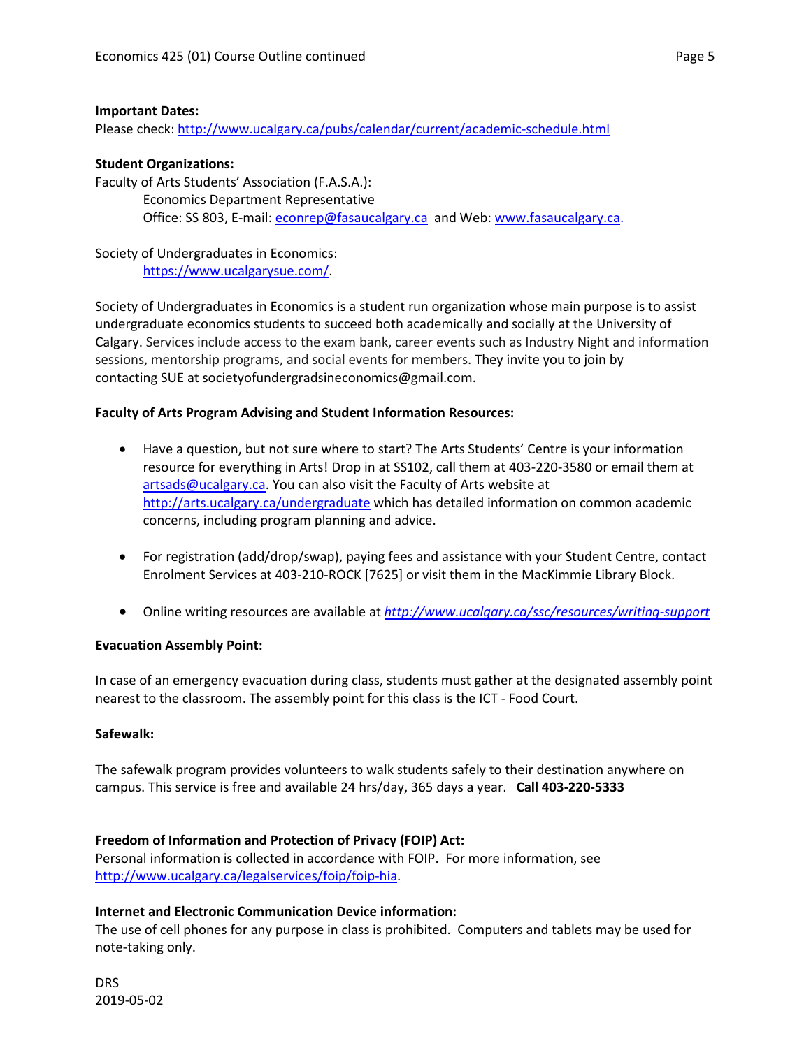**Important Dates:**
Please check: http://www.ucalgary.ca/pubs/calendar/current/academic-schedule.html

**Student Organizations:**
Faculty of Arts Students' Association (F.A.S.A.):

Economics Department Representative
Office: SS 803, E-mail: econrep@fasaucalgary.ca and Web: www.fasaucalgary.ca.

Society of Undergraduates in Economics:
https://www.ucalgarysue.com/.

Society of Undergraduates in Economics is a student run organization whose main purpose is to assist undergraduate economics students to succeed both academically and socially at the University of Calgary. Services include access to the exam bank, career events such as Industry Night and information sessions, mentorship programs, and social events for members. They invite you to join by contacting SUE at societyofundergradsineconomics@gmail.com.

**Faculty of Arts Program Advising and Student Information Resources:**

- Have a question, but not sure where to start? The Arts Students' Centre is your information resource for everything in Arts! Drop in at SS102, call them at 403-220-3580 or email them at artsads@ucalgary.ca. You can also visit the Faculty of Arts website at http://arts.ucalgary.ca/undergraduate which has detailed information on common academic concerns, including program planning and advice.

- For registration (add/drop/swap), paying fees and assistance with your Student Centre, contact Enrolment Services at 403-210-ROCK [7625] or visit them in the MacKimmie Library Block.

- Online writing resources are available at *http://www.ucalgary.ca/ssc/resources/writing-support*

**Evacuation Assembly Point:**

In case of an emergency evacuation during class, students must gather at the designated assembly point nearest to the classroom. The assembly point for this class is the ICT - Food Court.

**Safewalk:**

The safewalk program provides volunteers to walk students safely to their destination anywhere on campus. This service is free and available 24 hrs/day, 365 days a year. **Call 403-220-5333**

**Freedom of Information and Protection of Privacy (FOIP) Act:**
Personal information is collected in accordance with FOIP. For more information, see http://www.ucalgary.ca/legalservices/foip/foip-hia.

**Internet and Electronic Communication Device information:**
The use of cell phones for any purpose in class is prohibited. Computers and tablets may be used for note-taking only.

DRS
2019-05-02